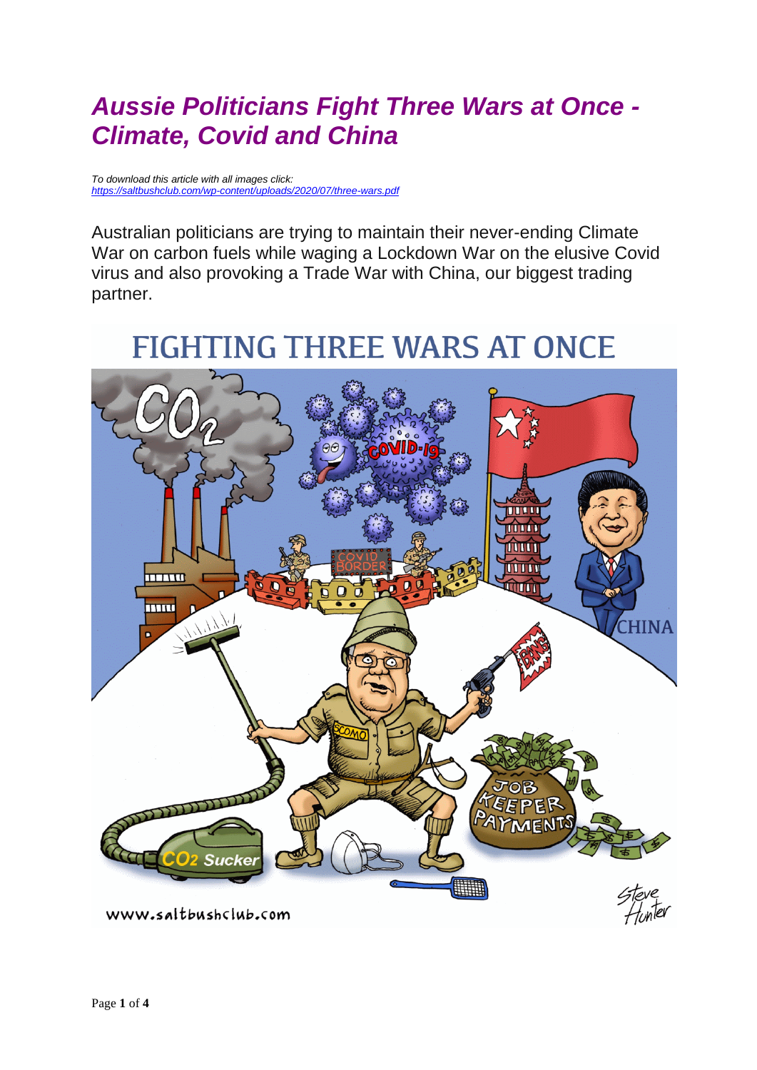# *Aussie Politicians Fight Three Wars at Once - Climate, Covid and China*

*To download this article with all images click:*
*https://saltbushclub.com/wp-content/uploads/2020/07/three-wars.pdf*

Australian politicians are trying to maintain their never-ending Climate War on carbon fuels while waging a Lockdown War on the elusive Covid virus and also provoking a Trade War with China, our biggest trading partner.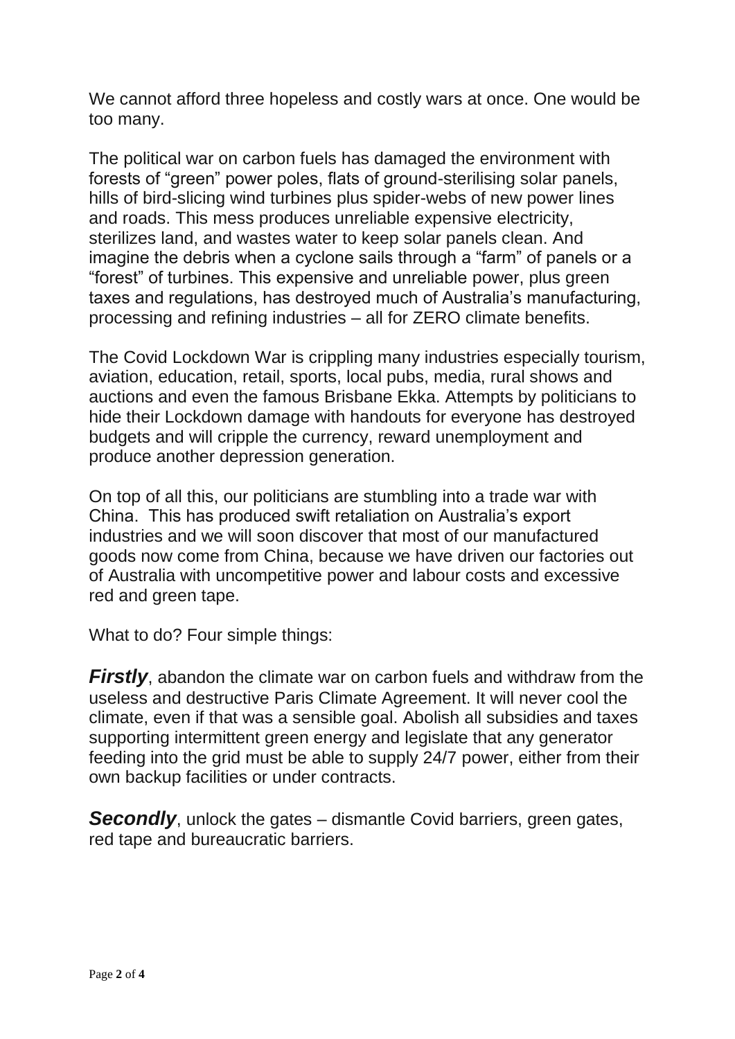We cannot afford three hopeless and costly wars at once. One would be too many.

The political war on carbon fuels has damaged the environment with forests of "green" power poles, flats of ground-sterilising solar panels, hills of bird-slicing wind turbines plus spider-webs of new power lines and roads. This mess produces unreliable expensive electricity, sterilizes land, and wastes water to keep solar panels clean. And imagine the debris when a cyclone sails through a "farm" of panels or a "forest" of turbines. This expensive and unreliable power, plus green taxes and regulations, has destroyed much of Australia's manufacturing, processing and refining industries – all for ZERO climate benefits.

The Covid Lockdown War is crippling many industries especially tourism, aviation, education, retail, sports, local pubs, media, rural shows and auctions and even the famous Brisbane Ekka. Attempts by politicians to hide their Lockdown damage with handouts for everyone has destroyed budgets and will cripple the currency, reward unemployment and produce another depression generation.

On top of all this, our politicians are stumbling into a trade war with China. This has produced swift retaliation on Australia's export industries and we will soon discover that most of our manufactured goods now come from China, because we have driven our factories out of Australia with uncompetitive power and labour costs and excessive red and green tape.

What to do? Four simple things:

***Firstly***, abandon the climate war on carbon fuels and withdraw from the useless and destructive Paris Climate Agreement. It will never cool the climate, even if that was a sensible goal. Abolish all subsidies and taxes supporting intermittent green energy and legislate that any generator feeding into the grid must be able to supply 24/7 power, either from their own backup facilities or under contracts.

***Secondly***, unlock the gates – dismantle Covid barriers, green gates, red tape and bureaucratic barriers.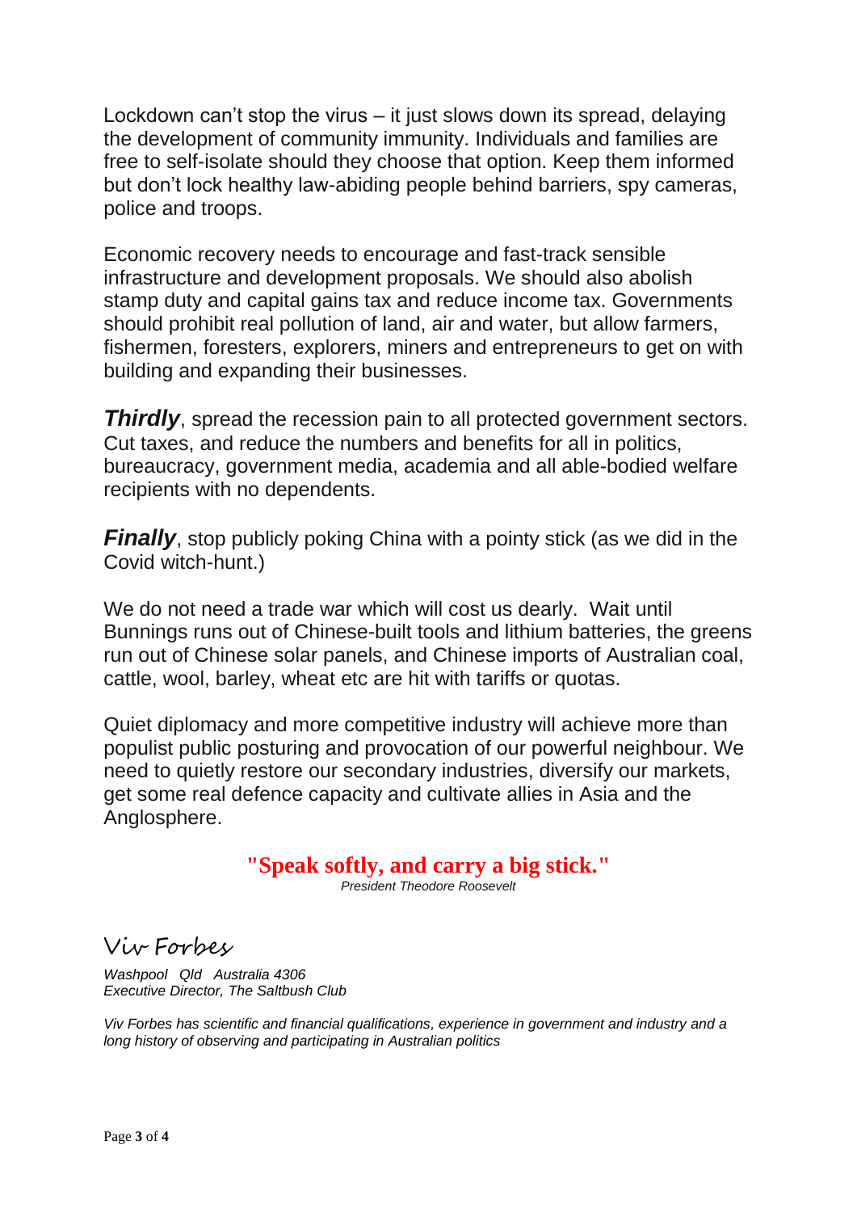Lockdown can't stop the virus – it just slows down its spread, delaying the development of community immunity. Individuals and families are free to self-isolate should they choose that option. Keep them informed but don't lock healthy law-abiding people behind barriers, spy cameras, police and troops.

Economic recovery needs to encourage and fast-track sensible infrastructure and development proposals. We should also abolish stamp duty and capital gains tax and reduce income tax. Governments should prohibit real pollution of land, air and water, but allow farmers, fishermen, foresters, explorers, miners and entrepreneurs to get on with building and expanding their businesses.

***Thirdly***, spread the recession pain to all protected government sectors. Cut taxes, and reduce the numbers and benefits for all in politics, bureaucracy, government media, academia and all able-bodied welfare recipients with no dependents.

***Finally***, stop publicly poking China with a pointy stick (as we did in the Covid witch-hunt.)

We do not need a trade war which will cost us dearly. Wait until Bunnings runs out of Chinese-built tools and lithium batteries, the greens run out of Chinese solar panels, and Chinese imports of Australian coal, cattle, wool, barley, wheat etc are hit with tariffs or quotas.

Quiet diplomacy and more competitive industry will achieve more than populist public posturing and provocation of our powerful neighbour. We need to quietly restore our secondary industries, diversify our markets, get some real defence capacity and cultivate allies in Asia and the Anglosphere.

**"Speak softly, and carry a big stick."**

*President Theodore Roosevelt*

Viv Forbes

*Washpool Qld Australia 4306*
*Executive Director, The Saltbush Club*

*Viv Forbes has scientific and financial qualifications, experience in government and industry and a long history of observing and participating in Australian politics*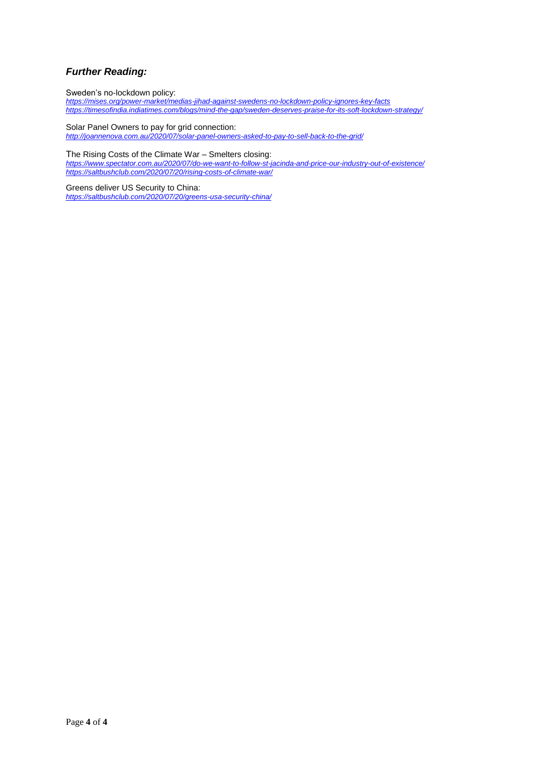## ***Further Reading:***

Sweden's no-lockdown policy:
*https://mises.org/power-market/medias-jihad-against-swedens-no-lockdown-policy-ignores-key-facts*
*https://timesofindia.indiatimes.com/blogs/mind-the-gap/sweden-deserves-praise-for-its-soft-lockdown-strategy/*

Solar Panel Owners to pay for grid connection:
*http://joannenova.com.au/2020/07/solar-panel-owners-asked-to-pay-to-sell-back-to-the-grid/*

The Rising Costs of the Climate War – Smelters closing:
*https://www.spectator.com.au/2020/07/do-we-want-to-follow-st-jacinda-and-price-our-industry-out-of-existence/*
*https://saltbushclub.com/2020/07/20/rising-costs-of-climate-war/*

Greens deliver US Security to China:
*https://saltbushclub.com/2020/07/20/greens-usa-security-china/*